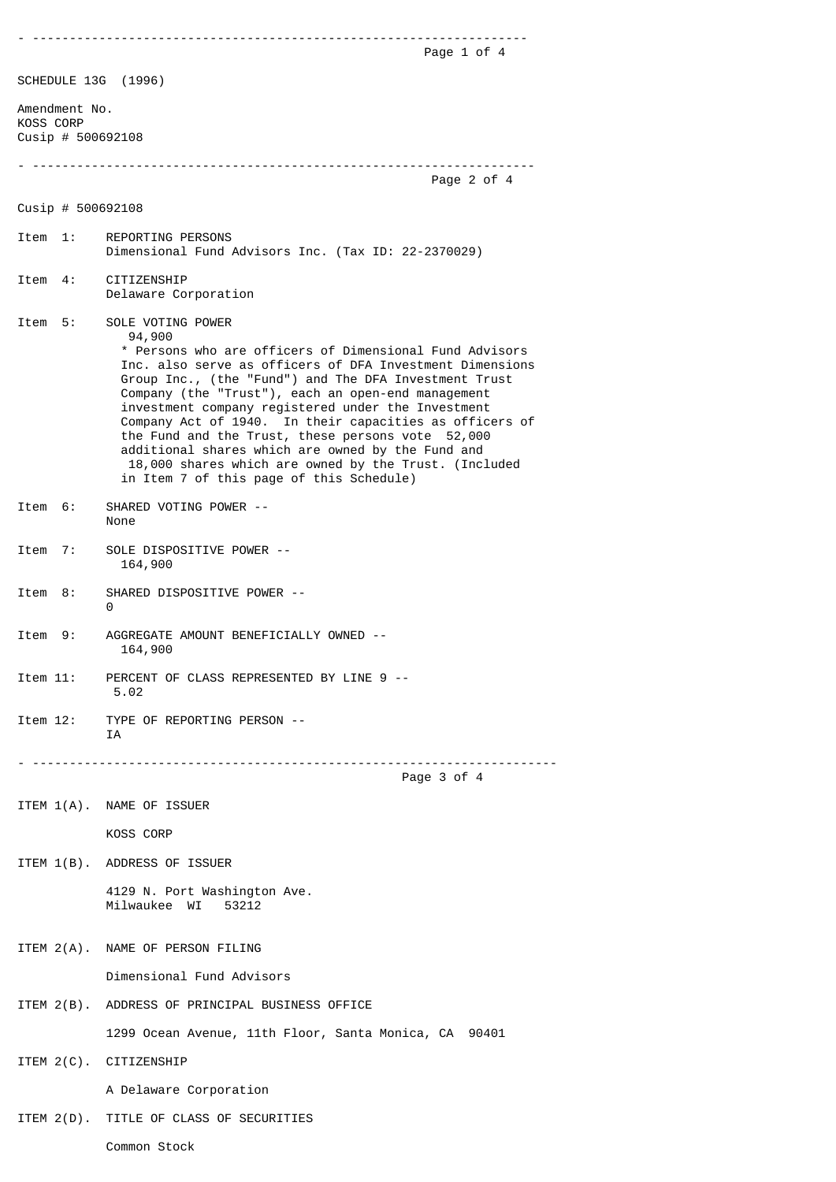SCHEDULE 13G (1996)

Amendment No.
KOSS CORP
Cusip # 500692108

---

Cusip # 500692108

Item 1: REPORTING PERSONS
Dimensional Fund Advisors Inc. (Tax ID: 22-2370029)

Item 4: CITIZENSHIP
Delaware Corporation

Item 5: SOLE VOTING POWER
94,900
* Persons who are officers of Dimensional Fund Advisors Inc. also serve as officers of DFA Investment Dimensions Group Inc., (the "Fund") and The DFA Investment Trust Company (the "Trust"), each an open-end management investment company registered under the Investment Company Act of 1940. In their capacities as officers of the Fund and the Trust, these persons vote 52,000 additional shares which are owned by the Fund and 18,000 shares which are owned by the Trust. (Included in Item 7 of this page of this Schedule)

Item 6: SHARED VOTING POWER --
None

Item 7: SOLE DISPOSITIVE POWER --
164,900

Item 8: SHARED DISPOSITIVE POWER --
0

Item 9: AGGREGATE AMOUNT BENEFICIALLY OWNED --
164,900

Item 11: PERCENT OF CLASS REPRESENTED BY LINE 9 --
5.02

Item 12: TYPE OF REPORTING PERSON --
IA

---

ITEM 1(A). NAME OF ISSUER

KOSS CORP

ITEM 1(B). ADDRESS OF ISSUER

4129 N. Port Washington Ave.
Milwaukee WI 53212

ITEM 2(A). NAME OF PERSON FILING

Dimensional Fund Advisors

ITEM 2(B). ADDRESS OF PRINCIPAL BUSINESS OFFICE

1299 Ocean Avenue, 11th Floor, Santa Monica, CA 90401

ITEM 2(C). CITIZENSHIP

A Delaware Corporation

ITEM 2(D). TITLE OF CLASS OF SECURITIES

Common Stock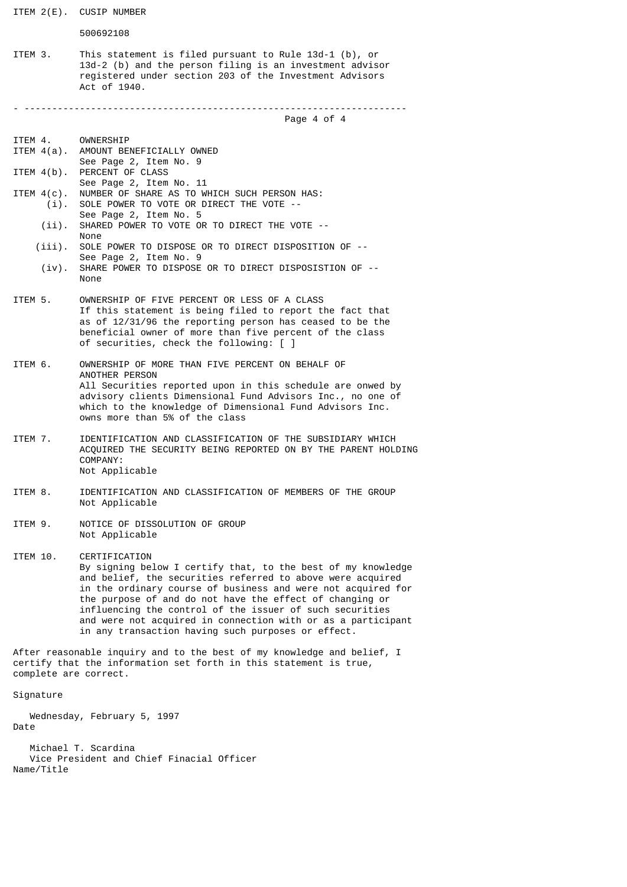ITEM 2(E). CUSIP NUMBER

500692108

ITEM 3. This statement is filed pursuant to Rule 13d-1 (b), or 13d-2 (b) and the person filing is an investment advisor registered under section 203 of the Investment Advisors Act of 1940.

---

ITEM 4. OWNERSHIP

ITEM 4(a). AMOUNT BENEFICIALLY OWNED
See Page 2, Item No. 9

ITEM 4(b). PERCENT OF CLASS
See Page 2, Item No. 11

ITEM 4(c). NUMBER OF SHARE AS TO WHICH SUCH PERSON HAS:

(i). SOLE POWER TO VOTE OR DIRECT THE VOTE --
See Page 2, Item No. 5

(ii). SHARED POWER TO VOTE OR TO DIRECT THE VOTE --
None

(iii). SOLE POWER TO DISPOSE OR TO DIRECT DISPOSITION OF --
See Page 2, Item No. 9

(iv). SHARE POWER TO DISPOSE OR TO DIRECT DISPOSISTION OF --
None

ITEM 5. OWNERSHIP OF FIVE PERCENT OR LESS OF A CLASS
If this statement is being filed to report the fact that as of 12/31/96 the reporting person has ceased to be the beneficial owner of more than five percent of the class of securities, check the following: [ ]

ITEM 6. OWNERSHIP OF MORE THAN FIVE PERCENT ON BEHALF OF ANOTHER PERSON
All Securities reported upon in this schedule are onwed by advisory clients Dimensional Fund Advisors Inc., no one of which to the knowledge of Dimensional Fund Advisors Inc. owns more than 5% of the class

ITEM 7. IDENTIFICATION AND CLASSIFICATION OF THE SUBSIDIARY WHICH ACQUIRED THE SECURITY BEING REPORTED ON BY THE PARENT HOLDING COMPANY:
Not Applicable

ITEM 8. IDENTIFICATION AND CLASSIFICATION OF MEMBERS OF THE GROUP
Not Applicable

ITEM 9. NOTICE OF DISSOLUTION OF GROUP
Not Applicable

ITEM 10. CERTIFICATION
By signing below I certify that, to the best of my knowledge and belief, the securities referred to above were acquired in the ordinary course of business and were not acquired for the purpose of and do not have the effect of changing or influencing the control of the issuer of such securities and were not acquired in connection with or as a participant in any transaction having such purposes or effect.

After reasonable inquiry and to the best of my knowledge and belief, I certify that the information set forth in this statement is true, complete are correct.

Signature

Wednesday, February 5, 1997
Date

Michael T. Scardina
Vice President and Chief Finacial Officer
Name/Title